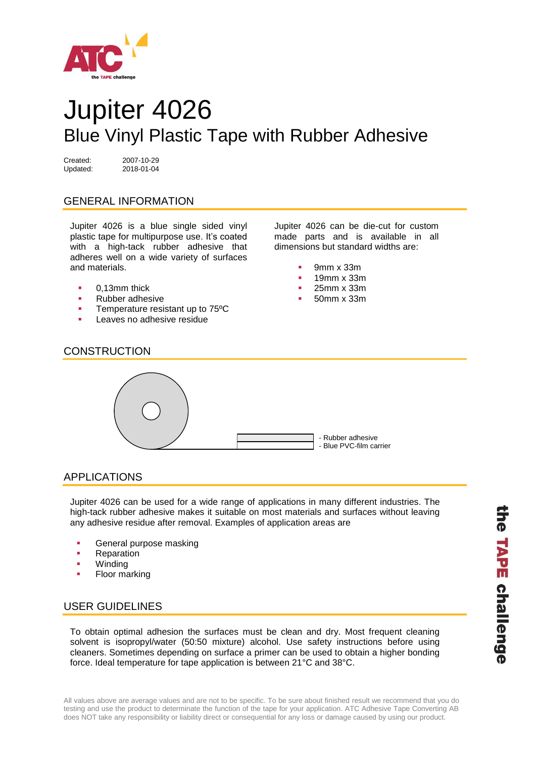# Jupiter 4026

## Blue Vinyl Plastic Tape with Rubber Adhesive

Created: 2007-10-29
Updated: 2018-01-04

### GENERAL INFORMATION

Jupiter 4026 is a blue single sided vinyl plastic tape for multipurpose use. It's coated with a high-tack rubber adhesive that adheres well on a wide variety of surfaces and materials.

- 0,13mm thick
- Rubber adhesive
- Temperature resistant up to 75ºC
- Leaves no adhesive residue

Jupiter 4026 can be die-cut for custom made parts and is available in all dimensions but standard widths are:

- 9mm x 33m
- 19mm x 33m
- 25mm x 33m
- 50mm x 33m

### CONSTRUCTION

- Rubber adhesive
- Blue PVC-film carrier

### APPLICATIONS

Jupiter 4026 can be used for a wide range of applications in many different industries. The high-tack rubber adhesive makes it suitable on most materials and surfaces without leaving any adhesive residue after removal. Examples of application areas are

- General purpose masking
- Reparation
- Winding
- Floor marking

### USER GUIDELINES

To obtain optimal adhesion the surfaces must be clean and dry. Most frequent cleaning solvent is isopropyl/water (50:50 mixture) alcohol. Use safety instructions before using cleaners. Sometimes depending on surface a primer can be used to obtain a higher bonding force. Ideal temperature for tape application is between 21°C and 38°C.

All values above are average values and are not to be specific. To be sure about finished result we recommend that you do testing and use the product to determinate the function of the tape for your application. ATC Adhesive Tape Converting AB does NOT take any responsibility or liability direct or consequential for any loss or damage caused by using our product.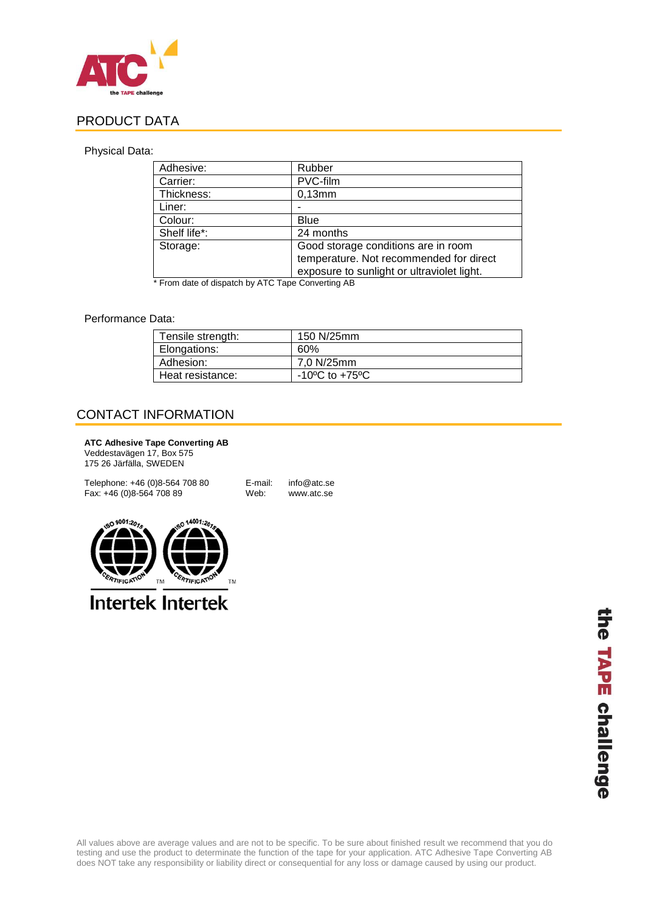## PRODUCT DATA

Physical Data:

| | |
|---|---|
| Adhesive: | Rubber |
| Carrier: | PVC-film |
| Thickness: | 0,13mm |
| Liner: | - |
| Colour: | Blue |
| Shelf life*: | 24 months |
| Storage: | Good storage conditions are in room temperature. Not recommended for direct exposure to sunlight or ultraviolet light. |

* From date of dispatch by ATC Tape Converting AB

Performance Data:

| | |
|---|---|
| Tensile strength: | 150 N/25mm |
| Elongations: | 60% |
| Adhesion: | 7,0 N/25mm |
| Heat resistance: | -10ºC to +75ºC |

## CONTACT INFORMATION

**ATC Adhesive Tape Converting AB**
Veddestavägen 17, Box 575
175 26 Järfälla, SWEDEN

Telephone: +46 (0)8-564 708 80
Fax: +46 (0)8-564 708 89

E-mail: info@atc.se
Web: www.atc.se

ISO 9001:2015 CERTIFICATION Intertek
ISO 14001:2015 CERTIFICATION Intertek

All values above are average values and are not to be specific. To be sure about finished result we recommend that you do testing and use the product to determinate the function of the tape for your application. ATC Adhesive Tape Converting AB does NOT take any responsibility or liability direct or consequential for any loss or damage caused by using our product.